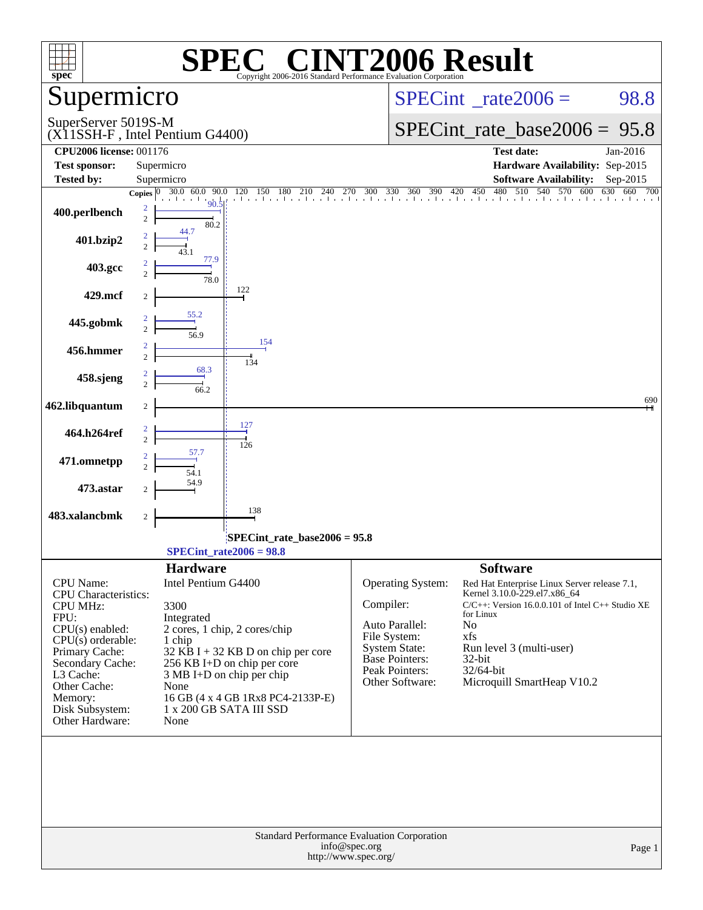# SPEC® CINT2006 Result

Copyright 2006-2016 Standard Performance Evaluation Corporation

## Supermicro

SuperServer 5019S-M
(X11SSH-F , Intel Pentium G4400)

SPECint_rate2006 = 98.8

SPECint_rate_base2006 = 95.8

| | | | |
|---|---|---|---|
| **CPU2006 license:** 001176 | | **Test date:** | Jan-2016 |
| **Test sponsor:** | Supermicro | **Hardware Availability:** | Sep-2015 |
| **Tested by:** | Supermicro | **Software Availability:** | Sep-2015 |

| Benchmark | Copies | Peak | Base |
|---|---|---|---|
| 400.perlbench | 2 | 90.5 | 80.2 |
| 401.bzip2 | 2 | 44.7 | 43.1 |
| 403.gcc | 2 | 77.9 | 78.0 |
| 429.mcf | 2 | | 122 |
| 445.gobmk | 2 | 55.2 | 56.9 |
| 456.hmmer | 2 | 154 | 134 |
| 458.sjeng | 2 | 68.3 | 66.2 |
| 462.libquantum | 2 | | 690 |
| 464.h264ref | 2 | 127 | 126 |
| 471.omnetpp | 2 | 57.7 | 54.1 |
| 473.astar | 2 | | 54.9 |
| 483.xalancbmk | 2 | | 138 |

SPECint_rate_base2006 = 95.8

SPECint_rate2006 = 98.8

### Hardware

| | |
|---|---|
| CPU Name: | Intel Pentium G4400 |
| CPU Characteristics: | |
| CPU MHz: | 3300 |
| FPU: | Integrated |
| CPU(s) enabled: | 2 cores, 1 chip, 2 cores/chip |
| CPU(s) orderable: | 1 chip |
| Primary Cache: | 32 KB I + 32 KB D on chip per core |
| Secondary Cache: | 256 KB I+D on chip per core |
| L3 Cache: | 3 MB I+D on chip per chip |
| Other Cache: | None |
| Memory: | 16 GB (4 x 4 GB 1Rx8 PC4-2133P-E) |
| Disk Subsystem: | 1 x 200 GB SATA III SSD |
| Other Hardware: | None |

### Software

| | |
|---|---|
| Operating System: | Red Hat Enterprise Linux Server release 7.1, Kernel 3.10.0-229.el7.x86_64 |
| Compiler: | C/C++: Version 16.0.0.101 of Intel C++ Studio XE for Linux |
| Auto Parallel: | No |
| File System: | xfs |
| System State: | Run level 3 (multi-user) |
| Base Pointers: | 32-bit |
| Peak Pointers: | 32/64-bit |
| Other Software: | Microquill SmartHeap V10.2 |

Standard Performance Evaluation Corporation
info@spec.org
http://www.spec.org/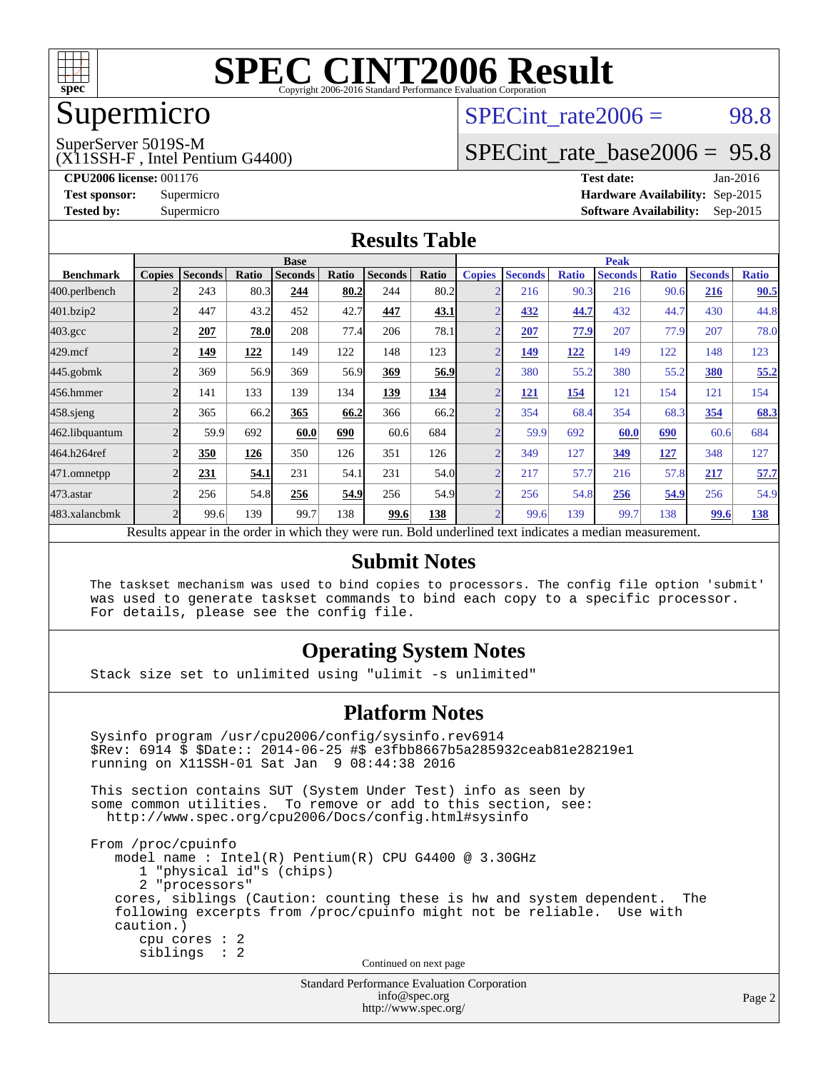# SPEC CINT2006 Result

Copyright 2006-2016 Standard Performance Evaluation Corporation

## Supermicro

SuperServer 5019S-M
(X11SSH-F , Intel Pentium G4400)

SPECint_rate2006 = 98.8

SPECint_rate_base2006 = 95.8

**CPU2006 license:** 001176

**Test sponsor:** Supermicro

**Tested by:** Supermicro

**Test date:** Jan-2016

**Hardware Availability:** Sep-2015

**Software Availability:** Sep-2015

## Results Table

| Benchmark | Base | | | | | | | Peak | | | | | | |
|---|---|---|---|---|---|---|---|---|---|---|---|---|---|---|
| | Copies | Seconds | Ratio | Seconds | Ratio | Seconds | Ratio | Copies | Seconds | Ratio | Seconds | Ratio | Seconds | Ratio |
| 400.perlbench | 2 | 243 | 80.3 | **244** | **80.2** | 244 | 80.2 | 2 | 216 | 90.3 | 216 | 90.6 | **216** | **90.5** |
| 401.bzip2 | 2 | 447 | 43.2 | 452 | 42.7 | **447** | **43.1** | 2 | **432** | **44.7** | 432 | 44.7 | 430 | 44.8 |
| 403.gcc | 2 | **207** | **78.0** | 208 | 77.4 | 206 | 78.1 | 2 | **207** | **77.9** | 207 | 77.9 | 207 | 78.0 |
| 429.mcf | 2 | **149** | **122** | 149 | 122 | 148 | 123 | 2 | **149** | **122** | 149 | 122 | 148 | 123 |
| 445.gobmk | 2 | 369 | 56.9 | 369 | 56.9 | **369** | **56.9** | 2 | 380 | 55.2 | 380 | 55.2 | **380** | **55.2** |
| 456.hmmer | 2 | 141 | 133 | 139 | 134 | **139** | **134** | 2 | **121** | **154** | 121 | 154 | 121 | 154 |
| 458.sjeng | 2 | 365 | 66.2 | **365** | **66.2** | 366 | 66.2 | 2 | 354 | 68.4 | 354 | 68.3 | **354** | **68.3** |
| 462.libquantum | 2 | 59.9 | 692 | **60.0** | **690** | 60.6 | 684 | 2 | 59.9 | 692 | **60.0** | **690** | 60.6 | 684 |
| 464.h264ref | 2 | **350** | **126** | 350 | 126 | 351 | 126 | 2 | 349 | 127 | **349** | **127** | 348 | 127 |
| 471.omnetpp | 2 | **231** | **54.1** | 231 | 54.1 | 231 | 54.0 | 2 | 217 | 57.7 | 216 | 57.8 | **217** | **57.7** |
| 473.astar | 2 | 256 | 54.8 | **256** | **54.9** | 256 | 54.9 | 2 | 256 | 54.8 | **256** | **54.9** | 256 | 54.9 |
| 483.xalancbmk | 2 | 99.6 | 139 | 99.7 | 138 | **99.6** | **138** | 2 | 99.6 | 139 | 99.7 | 138 | **99.6** | **138** |

Results appear in the order in which they were run. Bold underlined text indicates a median measurement.

## Submit Notes

```
The taskset mechanism was used to bind copies to processors. The config file option 'submit'
was used to generate taskset commands to bind each copy to a specific processor.
For details, please see the config file.
```

## Operating System Notes

```
Stack size set to unlimited using "ulimit -s unlimited"
```

## Platform Notes

```
Sysinfo program /usr/cpu2006/config/sysinfo.rev6914
$Rev: 6914 $ $Date:: 2014-06-25 #$ e3fbb8667b5a285932ceab81e28219e1
running on X11SSH-01 Sat Jan  9 08:44:38 2016

This section contains SUT (System Under Test) info as seen by
some common utilities.  To remove or add to this section, see:
  http://www.spec.org/cpu2006/Docs/config.html#sysinfo

From /proc/cpuinfo
   model name : Intel(R) Pentium(R) CPU G4400 @ 3.30GHz
      1 "physical id"s (chips)
      2 "processors"
   cores, siblings (Caution: counting these is hw and system dependent.  The
   following excerpts from /proc/cpuinfo might not be reliable.  Use with
   caution.)
      cpu cores : 2
      siblings  : 2
```

Continued on next page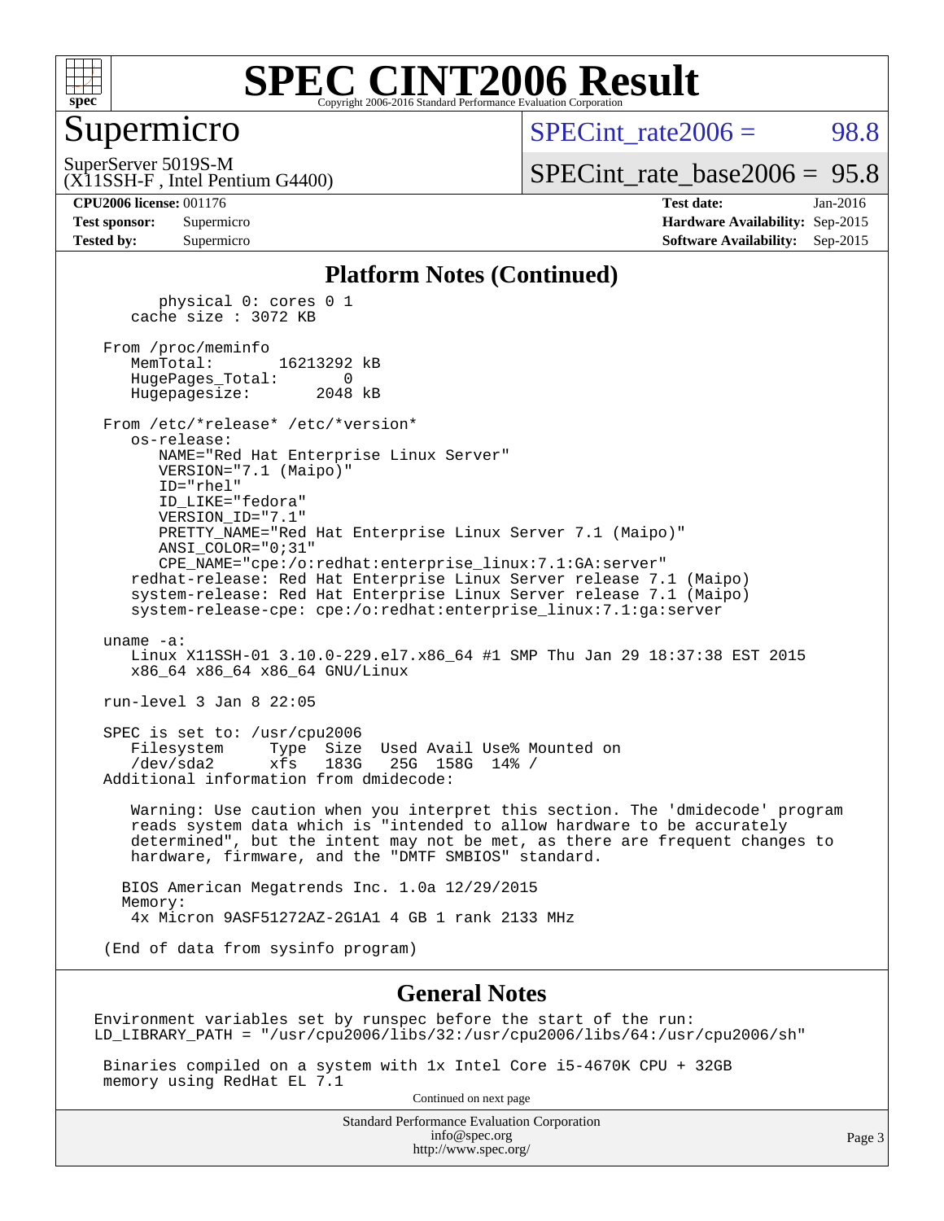# SPEC CINT2006 Result

## Supermicro

SuperServer 5019S-M
(X11SSH-F , Intel Pentium G4400)

SPECint_rate2006 = 98.8

SPECint_rate_base2006 = 95.8

**CPU2006 license:** 001176
**Test sponsor:** Supermicro
**Tested by:** Supermicro

**Test date:** Jan-2016
**Hardware Availability:** Sep-2015
**Software Availability:** Sep-2015

### Platform Notes (Continued)

```
        physical 0: cores 0 1
     cache size : 3072 KB

  From /proc/meminfo
     MemTotal:       16213292 kB
     HugePages_Total:       0
     Hugepagesize:       2048 kB

  From /etc/*release* /etc/*version*
     os-release:
        NAME="Red Hat Enterprise Linux Server"
        VERSION="7.1 (Maipo)"
        ID="rhel"
        ID_LIKE="fedora"
        VERSION_ID="7.1"
        PRETTY_NAME="Red Hat Enterprise Linux Server 7.1 (Maipo)"
        ANSI_COLOR="0;31"
        CPE_NAME="cpe:/o:redhat:enterprise_linux:7.1:GA:server"
     redhat-release: Red Hat Enterprise Linux Server release 7.1 (Maipo)
     system-release: Red Hat Enterprise Linux Server release 7.1 (Maipo)
     system-release-cpe: cpe:/o:redhat:enterprise_linux:7.1:ga:server

  uname -a:
     Linux X11SSH-01 3.10.0-229.el7.x86_64 #1 SMP Thu Jan 29 18:37:38 EST 2015
     x86_64 x86_64 x86_64 GNU/Linux

  run-level 3 Jan 8 22:05

  SPEC is set to: /usr/cpu2006
     Filesystem     Type  Size  Used Avail Use% Mounted on
     /dev/sda2      xfs   183G   25G  158G  14% /
  Additional information from dmidecode:

     Warning: Use caution when you interpret this section. The 'dmidecode' program
     reads system data which is "intended to allow hardware to be accurately
     determined", but the intent may not be met, as there are frequent changes to
     hardware, firmware, and the "DMTF SMBIOS" standard.

    BIOS American Megatrends Inc. 1.0a 12/29/2015
    Memory:
     4x Micron 9ASF51272AZ-2G1A1 4 GB 1 rank 2133 MHz

  (End of data from sysinfo program)
```

### General Notes

```
Environment variables set by runspec before the start of the run:
LD_LIBRARY_PATH = "/usr/cpu2006/libs/32:/usr/cpu2006/libs/64:/usr/cpu2006/sh"

 Binaries compiled on a system with 1x Intel Core i5-4670K CPU + 32GB
 memory using RedHat EL 7.1
```

Continued on next page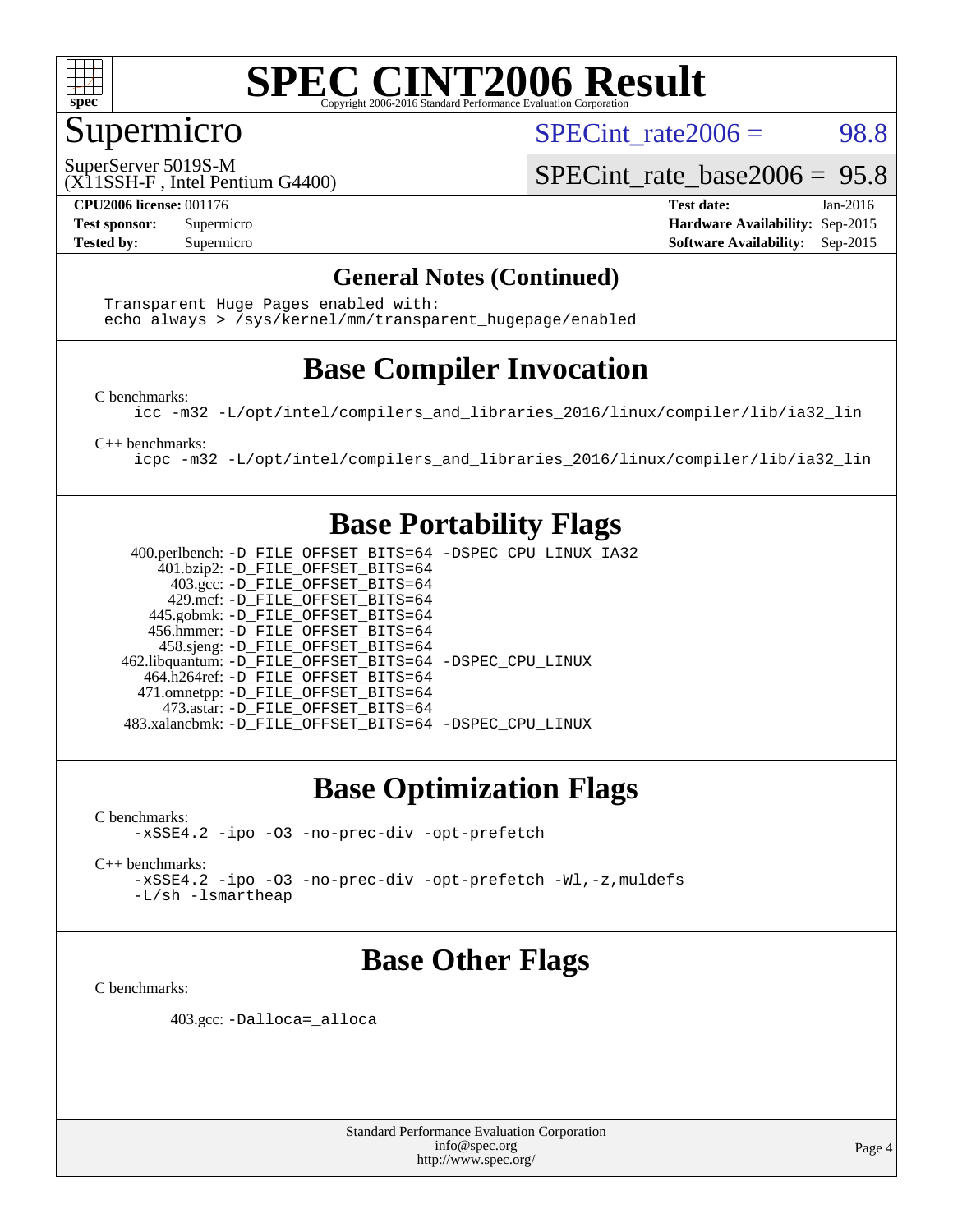# SPEC CINT2006 Result

Copyright 2006-2016 Standard Performance Evaluation Corporation

## Supermicro

SuperServer 5019S-M
(X11SSH-F , Intel Pentium G4400)

SPECint_rate2006 = 98.8

SPECint_rate_base2006 = 95.8

| | | | |
|---|---|---|---|
| **CPU2006 license:** 001176 | | **Test date:** | Jan-2016 |
| **Test sponsor:** | Supermicro | **Hardware Availability:** | Sep-2015 |
| **Tested by:** | Supermicro | **Software Availability:** | Sep-2015 |

### General Notes (Continued)

```
Transparent Huge Pages enabled with:
echo always > /sys/kernel/mm/transparent_hugepage/enabled
```

## Base Compiler Invocation

C benchmarks:

```
icc -m32 -L/opt/intel/compilers_and_libraries_2016/linux/compiler/lib/ia32_lin
```

C++ benchmarks:

```
icpc -m32 -L/opt/intel/compilers_and_libraries_2016/linux/compiler/lib/ia32_lin
```

## Base Portability Flags

```
 400.perlbench: -D_FILE_OFFSET_BITS=64 -DSPEC_CPU_LINUX_IA32
    401.bzip2: -D_FILE_OFFSET_BITS=64
      403.gcc: -D_FILE_OFFSET_BITS=64
      429.mcf: -D_FILE_OFFSET_BITS=64
   445.gobmk: -D_FILE_OFFSET_BITS=64
   456.hmmer: -D_FILE_OFFSET_BITS=64
   458.sjeng: -D_FILE_OFFSET_BITS=64
462.libquantum: -D_FILE_OFFSET_BITS=64 -DSPEC_CPU_LINUX
  464.h264ref: -D_FILE_OFFSET_BITS=64
  471.omnetpp: -D_FILE_OFFSET_BITS=64
    473.astar: -D_FILE_OFFSET_BITS=64
483.xalancbmk: -D_FILE_OFFSET_BITS=64 -DSPEC_CPU_LINUX
```

## Base Optimization Flags

C benchmarks:

```
-xSSE4.2 -ipo -O3 -no-prec-div -opt-prefetch
```

C++ benchmarks:

```
-xSSE4.2 -ipo -O3 -no-prec-div -opt-prefetch -Wl,-z,muldefs
-L/sh -lsmartheap
```

## Base Other Flags

C benchmarks:

```
403.gcc: -Dalloca=_alloca
```

Standard Performance Evaluation Corporation
info@spec.org
http://www.spec.org/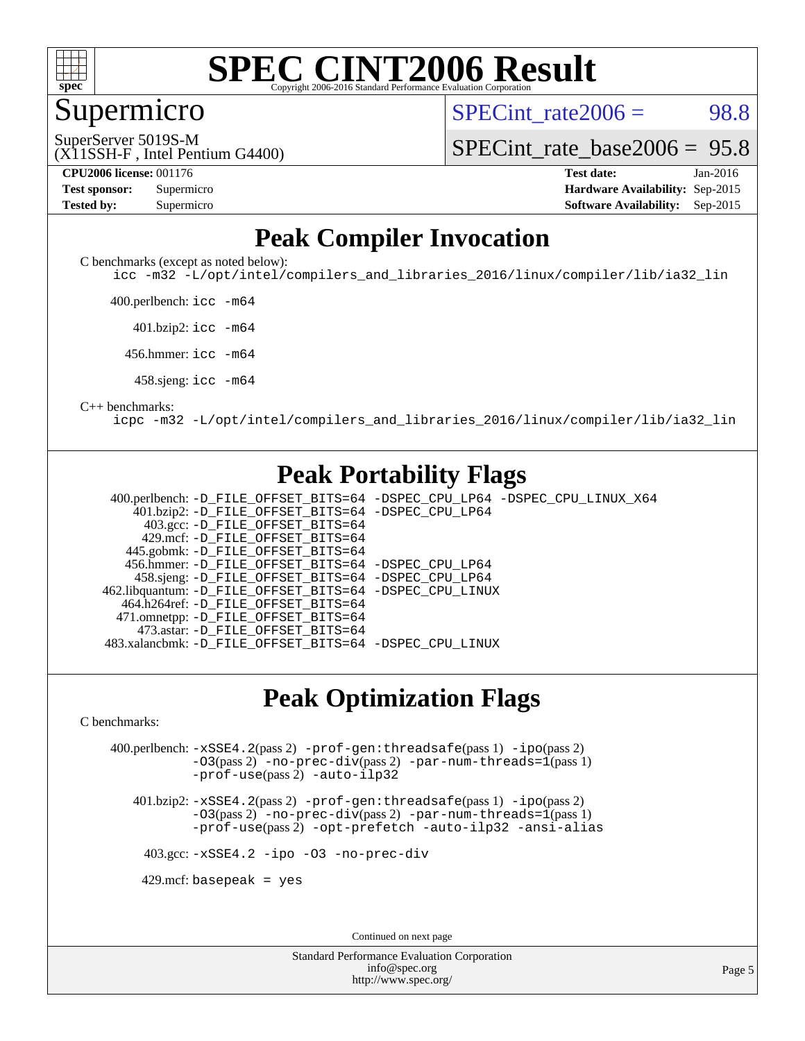# SPEC CINT2006 Result

Copyright 2006-2016 Standard Performance Evaluation Corporation

## Supermicro

SuperServer 5019S-M
(X11SSH-F , Intel Pentium G4400)

SPECint_rate2006 = 98.8

SPECint_rate_base2006 = 95.8

| | | | |
|---|---|---|---|
| **CPU2006 license:** 001176 | | **Test date:** | Jan-2016 |
| **Test sponsor:** | Supermicro | **Hardware Availability:** | Sep-2015 |
| **Tested by:** | Supermicro | **Software Availability:** | Sep-2015 |

## Peak Compiler Invocation

C benchmarks (except as noted below):

```
icc -m32 -L/opt/intel/compilers_and_libraries_2016/linux/compiler/lib/ia32_lin
```

400.perlbench: `icc -m64`

401.bzip2: `icc -m64`

456.hmmer: `icc -m64`

458.sjeng: `icc -m64`

C++ benchmarks:

```
icpc -m32 -L/opt/intel/compilers_and_libraries_2016/linux/compiler/lib/ia32_lin
```

## Peak Portability Flags

400.perlbench: `-D_FILE_OFFSET_BITS=64 -DSPEC_CPU_LP64 -DSPEC_CPU_LINUX_X64`
401.bzip2: `-D_FILE_OFFSET_BITS=64 -DSPEC_CPU_LP64`
403.gcc: `-D_FILE_OFFSET_BITS=64`
429.mcf: `-D_FILE_OFFSET_BITS=64`
445.gobmk: `-D_FILE_OFFSET_BITS=64`
456.hmmer: `-D_FILE_OFFSET_BITS=64 -DSPEC_CPU_LP64`
458.sjeng: `-D_FILE_OFFSET_BITS=64 -DSPEC_CPU_LP64`
462.libquantum: `-D_FILE_OFFSET_BITS=64 -DSPEC_CPU_LINUX`
464.h264ref: `-D_FILE_OFFSET_BITS=64`
471.omnetpp: `-D_FILE_OFFSET_BITS=64`
473.astar: `-D_FILE_OFFSET_BITS=64`
483.xalancbmk: `-D_FILE_OFFSET_BITS=64 -DSPEC_CPU_LINUX`

## Peak Optimization Flags

C benchmarks:

400.perlbench: `-xSSE4.2`(pass 2) `-prof-gen:threadsafe`(pass 1) `-ipo`(pass 2) `-O3`(pass 2) `-no-prec-div`(pass 2) `-par-num-threads=1`(pass 1) `-prof-use`(pass 2) `-auto-ilp32`

401.bzip2: `-xSSE4.2`(pass 2) `-prof-gen:threadsafe`(pass 1) `-ipo`(pass 2) `-O3`(pass 2) `-no-prec-div`(pass 2) `-par-num-threads=1`(pass 1) `-prof-use`(pass 2) `-opt-prefetch -auto-ilp32 -ansi-alias`

403.gcc: `-xSSE4.2 -ipo -O3 -no-prec-div`

429.mcf: `basepeak = yes`

Continued on next page

Standard Performance Evaluation Corporation
info@spec.org
http://www.spec.org/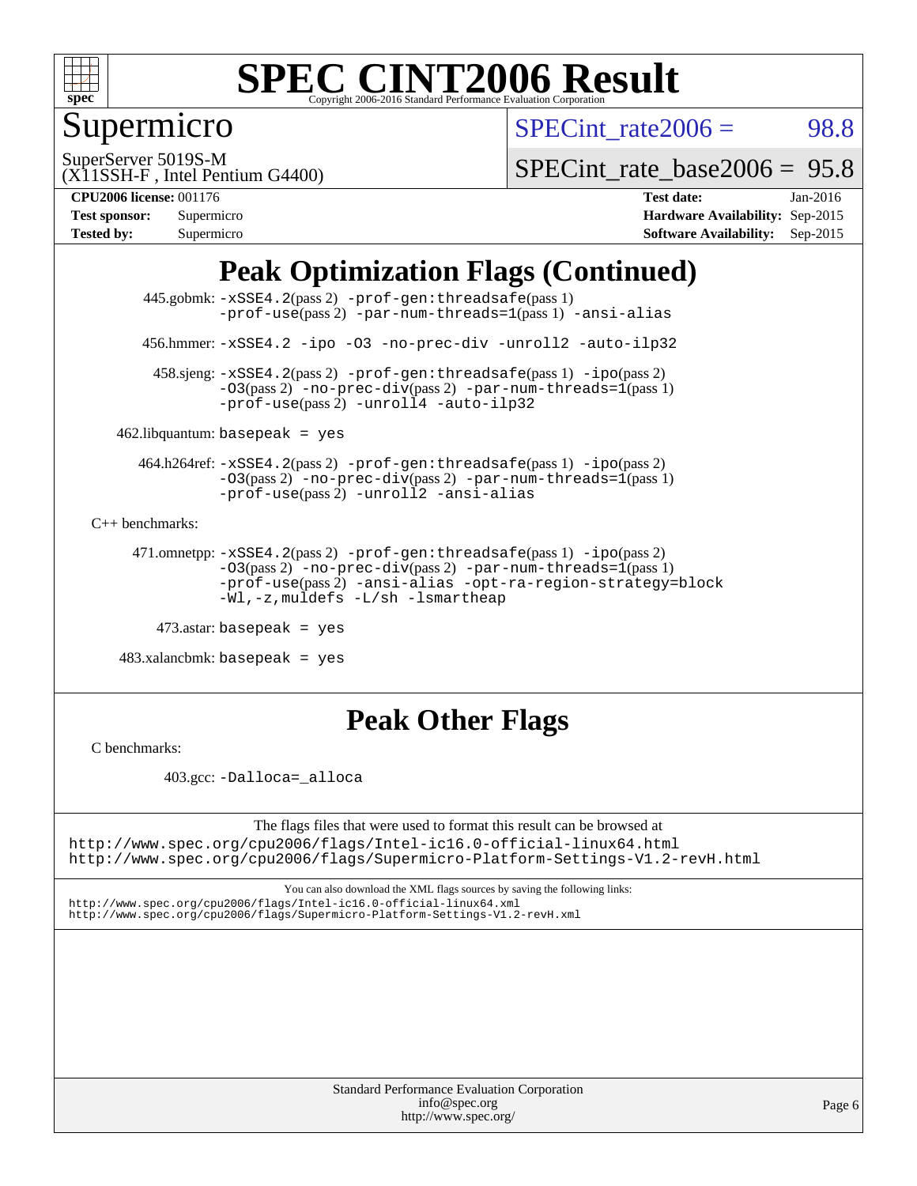# SPEC CINT2006 Result

Copyright 2006-2016 Standard Performance Evaluation Corporation

## Supermicro

SuperServer 5019S-M
(X11SSH-F , Intel Pentium G4400)

SPECint_rate2006 = 98.8

SPECint_rate_base2006 = 95.8

**CPU2006 license:** 001176
**Test sponsor:** Supermicro
**Tested by:** Supermicro

**Test date:** Jan-2016
**Hardware Availability:** Sep-2015
**Software Availability:** Sep-2015

## Peak Optimization Flags (Continued)

445.gobmk: `-xSSE4.2`(pass 2) `-prof-gen:threadsafe`(pass 1) `-prof-use`(pass 2) `-par-num-threads=1`(pass 1) `-ansi-alias`

456.hmmer: `-xSSE4.2 -ipo -O3 -no-prec-div -unroll2 -auto-ilp32`

458.sjeng: `-xSSE4.2`(pass 2) `-prof-gen:threadsafe`(pass 1) `-ipo`(pass 2) `-O3`(pass 2) `-no-prec-div`(pass 2) `-par-num-threads=1`(pass 1) `-prof-use`(pass 2) `-unroll4 -auto-ilp32`

462.libquantum: `basepeak = yes`

464.h264ref: `-xSSE4.2`(pass 2) `-prof-gen:threadsafe`(pass 1) `-ipo`(pass 2) `-O3`(pass 2) `-no-prec-div`(pass 2) `-par-num-threads=1`(pass 1) `-prof-use`(pass 2) `-unroll2 -ansi-alias`

C++ benchmarks:

471.omnetpp: `-xSSE4.2`(pass 2) `-prof-gen:threadsafe`(pass 1) `-ipo`(pass 2) `-O3`(pass 2) `-no-prec-div`(pass 2) `-par-num-threads=1`(pass 1) `-prof-use`(pass 2) `-ansi-alias -opt-ra-region-strategy=block -Wl,-z,muldefs -L/sh -lsmartheap`

473.astar: `basepeak = yes`

483.xalancbmk: `basepeak = yes`

## Peak Other Flags

C benchmarks:

403.gcc: `-Dalloca=_alloca`

The flags files that were used to format this result can be browsed at
http://www.spec.org/cpu2006/flags/Intel-ic16.0-official-linux64.html
http://www.spec.org/cpu2006/flags/Supermicro-Platform-Settings-V1.2-revH.html

You can also download the XML flags sources by saving the following links:
http://www.spec.org/cpu2006/flags/Intel-ic16.0-official-linux64.xml
http://www.spec.org/cpu2006/flags/Supermicro-Platform-Settings-V1.2-revH.xml

Standard Performance Evaluation Corporation
info@spec.org
http://www.spec.org/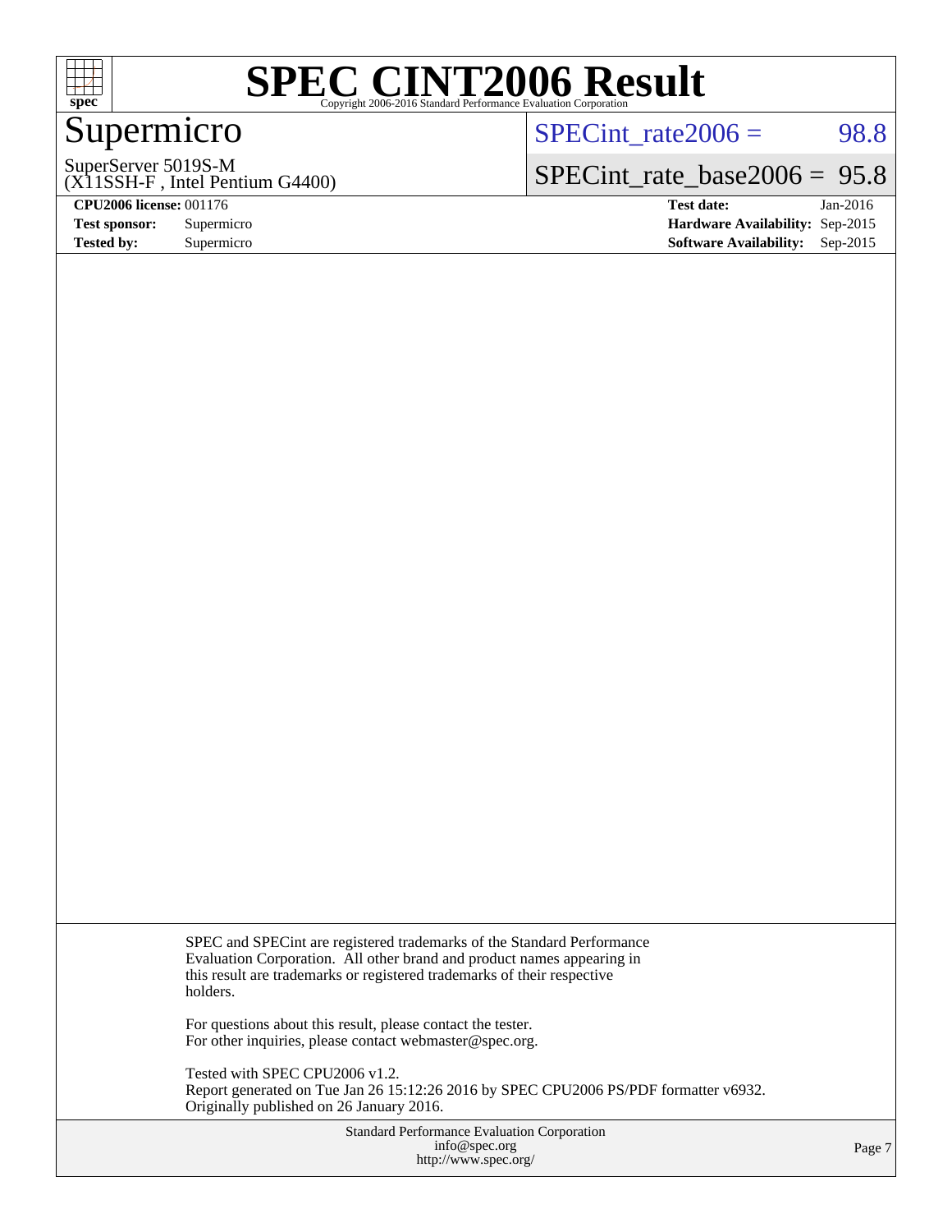SPEC and SPECint are registered trademarks of the Standard Performance Evaluation Corporation. All other brand and product names appearing in this result are trademarks or registered trademarks of their respective holders.

For questions about this result, please contact the tester.
For other inquiries, please contact webmaster@spec.org.

Tested with SPEC CPU2006 v1.2.
Report generated on Tue Jan 26 15:12:26 2016 by SPEC CPU2006 PS/PDF formatter v6932.
Originally published on 26 January 2016.